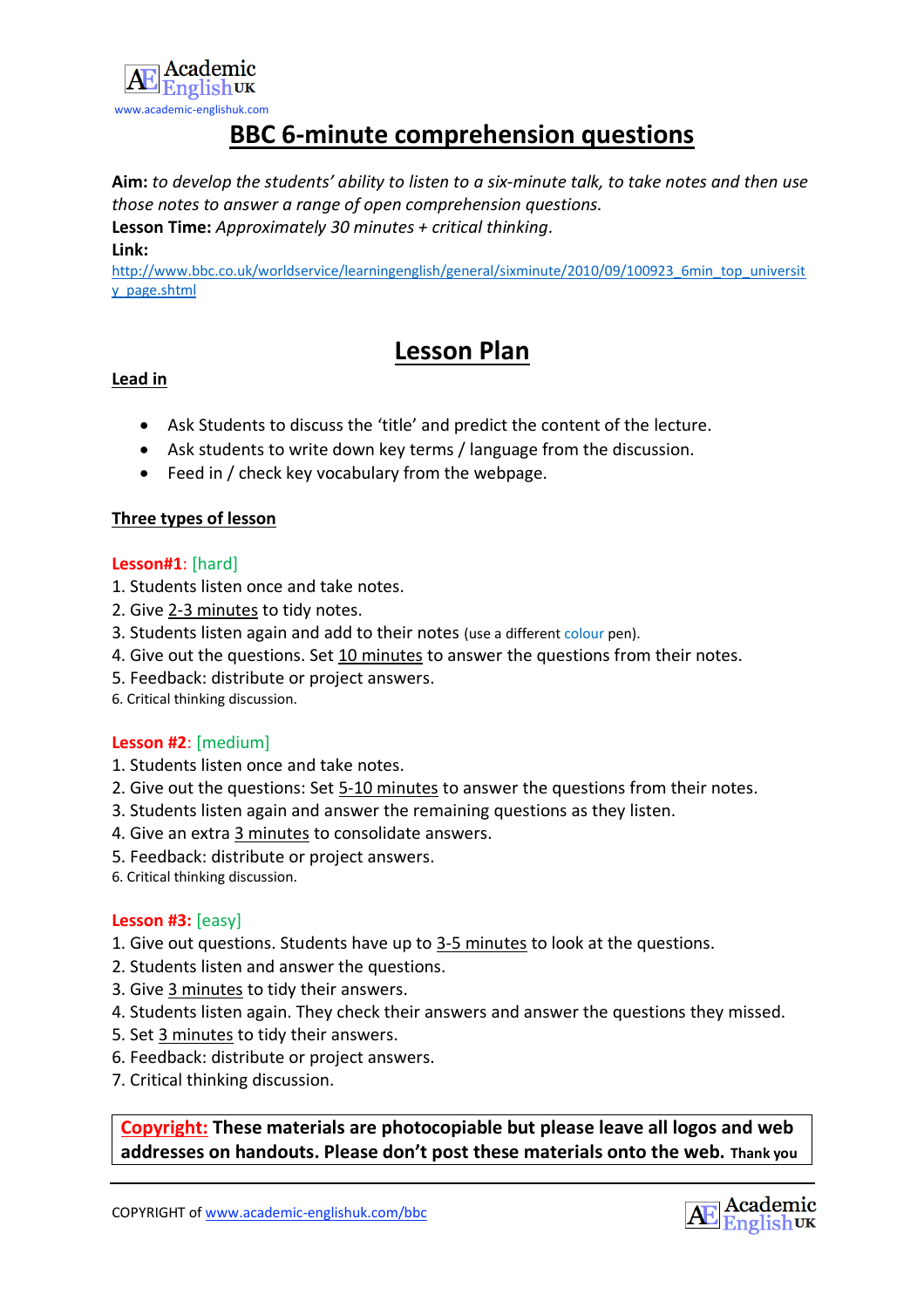Academic English UK
www.academic-englishuk.com

# BBC 6-minute comprehension questions

**Aim:** *to develop the students' ability to listen to a six-minute talk, to take notes and then use those notes to answer a range of open comprehension questions.*
**Lesson Time:** *Approximately 30 minutes + critical thinking.*
**Link:**
http://www.bbc.co.uk/worldservice/learningenglish/general/sixminute/2010/09/100923_6min_top_university_page.shtml

## Lesson Plan

### Lead in

- Ask Students to discuss the 'title' and predict the content of the lecture.
- Ask students to write down key terms / language from the discussion.
- Feed in / check key vocabulary from the webpage.

### Three types of lesson

**Lesson#1**: [hard]
1. Students listen once and take notes.
2. Give 2-3 minutes to tidy notes.
3. Students listen again and add to their notes (use a different colour pen).
4. Give out the questions. Set 10 minutes to answer the questions from their notes.
5. Feedback: distribute or project answers.
6. Critical thinking discussion.

**Lesson #2**: [medium]
1. Students listen once and take notes.
2. Give out the questions: Set 5-10 minutes to answer the questions from their notes.
3. Students listen again and answer the remaining questions as they listen.
4. Give an extra 3 minutes to consolidate answers.
5. Feedback: distribute or project answers.
6. Critical thinking discussion.

**Lesson #3:** [easy]
1. Give out questions. Students have up to 3-5 minutes to look at the questions.
2. Students listen and answer the questions.
3. Give 3 minutes to tidy their answers.
4. Students listen again. They check their answers and answer the questions they missed.
5. Set 3 minutes to tidy their answers.
6. Feedback: distribute or project answers.
7. Critical thinking discussion.

**Copyright: These materials are photocopiable but please leave all logos and web addresses on handouts. Please don't post these materials onto the web. Thank you**

COPYRIGHT of www.academic-englishuk.com/bbc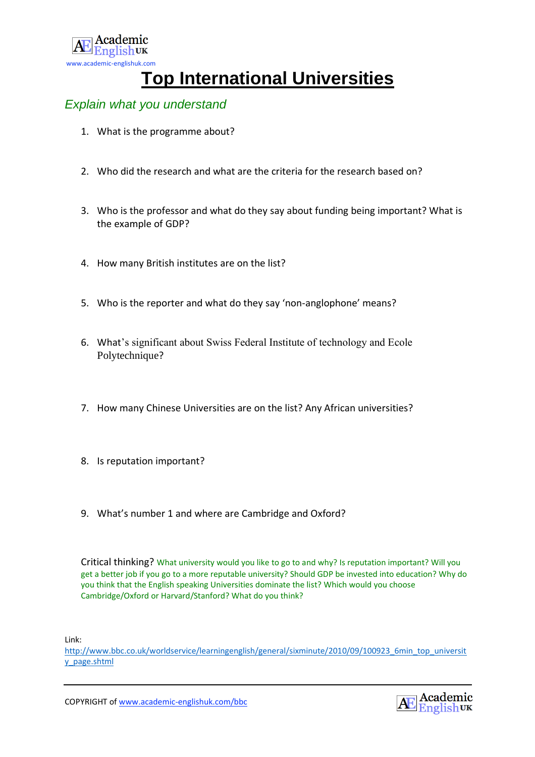Academic English UK

www.academic-englishuk.com

# Top International Universities

## *Explain what you understand*

1. What is the programme about?

2. Who did the research and what are the criteria for the research based on?

3. Who is the professor and what do they say about funding being important? What is the example of GDP?

4. How many British institutes are on the list?

5. Who is the reporter and what do they say 'non-anglophone' means?

6. What's significant about Swiss Federal Institute of technology and Ecole Polytechnique?

7. How many Chinese Universities are on the list? Any African universities?

8. Is reputation important?

9. What's number 1 and where are Cambridge and Oxford?

Critical thinking? What university would you like to go to and why? Is reputation important? Will you get a better job if you go to a more reputable university? Should GDP be invested into education? Why do you think that the English speaking Universities dominate the list? Which would you choose Cambridge/Oxford or Harvard/Stanford? What do you think?

Link:
http://www.bbc.co.uk/worldservice/learningenglish/general/sixminute/2010/09/100923_6min_top_university_page.shtml

COPYRIGHT of www.academic-englishuk.com/bbc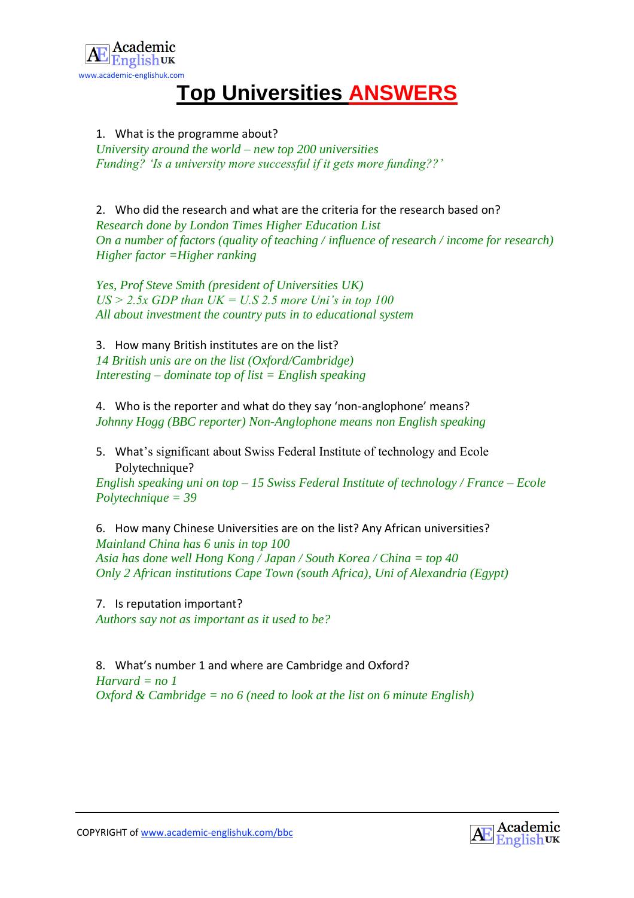# Top Universities ANSWERS

1. What is the programme about?

*University around the world – new top 200 universities*
*Funding? 'Is a university more successful if it gets more funding??'*

2. Who did the research and what are the criteria for the research based on?

*Research done by London Times Higher Education List*
*On a number of factors (quality of teaching / influence of research / income for research)*
*Higher factor =Higher ranking*

*Yes, Prof Steve Smith (president of Universities UK)*
*US > 2.5x GDP than UK = U.S 2.5 more Uni's in top 100*
*All about investment the country puts in to educational system*

3. How many British institutes are on the list?

*14 British unis are on the list (Oxford/Cambridge)*
*Interesting – dominate top of list = English speaking*

4. Who is the reporter and what do they say 'non-anglophone' means?

*Johnny Hogg (BBC reporter) Non-Anglophone means non English speaking*

5. What's significant about Swiss Federal Institute of technology and Ecole Polytechnique?

*English speaking uni on top – 15 Swiss Federal Institute of technology / France – Ecole Polytechnique = 39*

6. How many Chinese Universities are on the list? Any African universities?

*Mainland China has 6 unis in top 100*
*Asia has done well Hong Kong / Japan / South Korea / China = top 40*
*Only 2 African institutions Cape Town (south Africa), Uni of Alexandria (Egypt)*

7. Is reputation important?

*Authors say not as important as it used to be?*

8. What's number 1 and where are Cambridge and Oxford?

*Harvard = no 1*
*Oxford & Cambridge = no 6 (need to look at the list on 6 minute English)*

COPYRIGHT of www.academic-englishuk.com/bbc